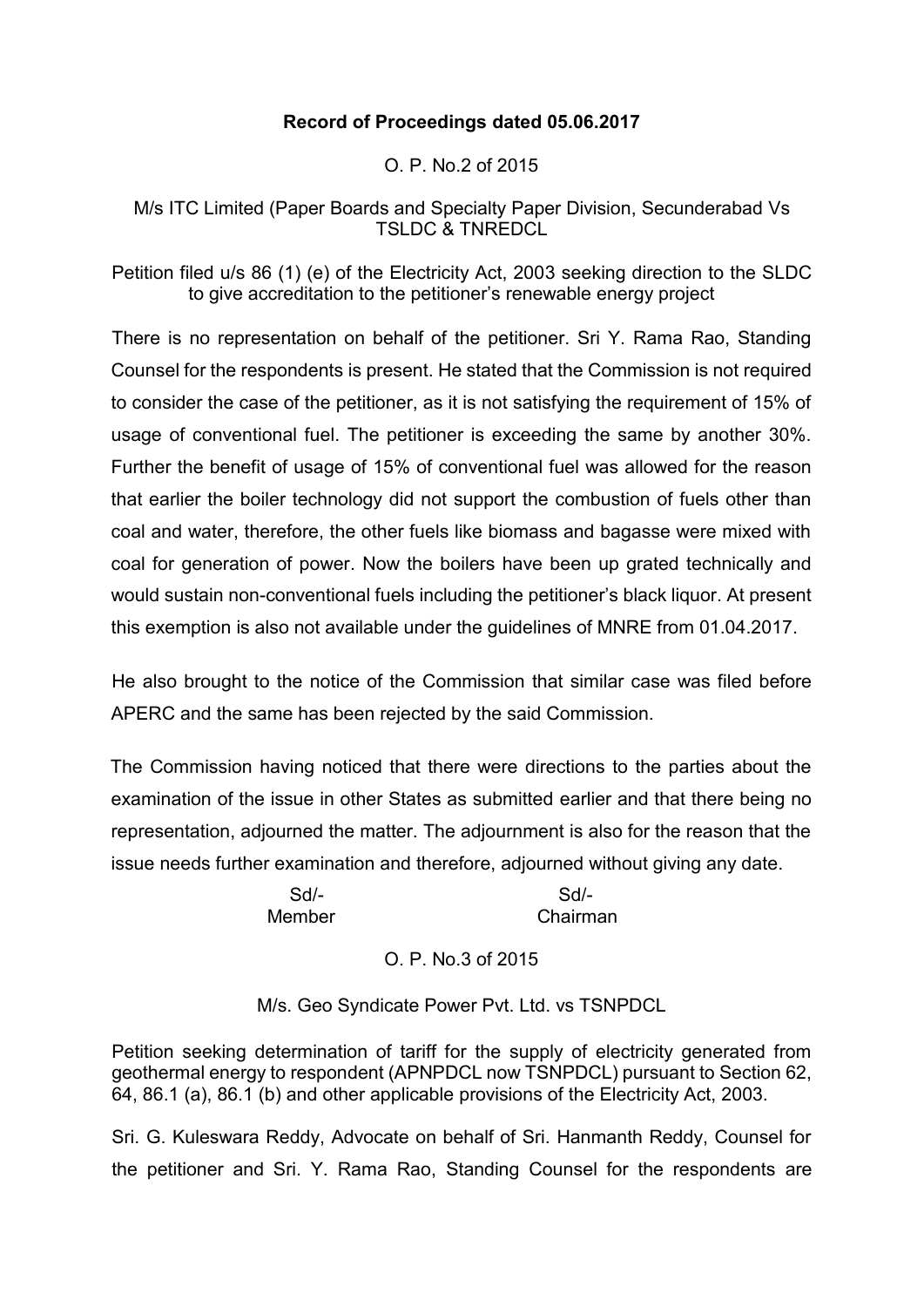**Record of Proceedings dated 05.06.2017**

O. P. No.2 of 2015

M/s ITC Limited (Paper Boards and Specialty Paper Division, Secunderabad Vs TSLDC & TNREDCL

Petition filed u/s 86 (1) (e) of the Electricity Act, 2003 seeking direction to the SLDC to give accreditation to the petitioner's renewable energy project

There is no representation on behalf of the petitioner. Sri Y. Rama Rao, Standing Counsel for the respondents is present. He stated that the Commission is not required to consider the case of the petitioner, as it is not satisfying the requirement of 15% of usage of conventional fuel. The petitioner is exceeding the same by another 30%. Further the benefit of usage of 15% of conventional fuel was allowed for the reason that earlier the boiler technology did not support the combustion of fuels other than coal and water, therefore, the other fuels like biomass and bagasse were mixed with coal for generation of power. Now the boilers have been up grated technically and would sustain non-conventional fuels including the petitioner's black liquor. At present this exemption is also not available under the guidelines of MNRE from 01.04.2017.

He also brought to the notice of the Commission that similar case was filed before APERC and the same has been rejected by the said Commission.

The Commission having noticed that there were directions to the parties about the examination of the issue in other States as submitted earlier and that there being no representation, adjourned the matter. The adjournment is also for the reason that the issue needs further examination and therefore, adjourned without giving any date.

| Sd/- | Sd/- |
|---|---|
| Member | Chairman |

O. P. No.3 of 2015

M/s. Geo Syndicate Power Pvt. Ltd. vs TSNPDCL

Petition seeking determination of tariff for the supply of electricity generated from geothermal energy to respondent (APNPDCL now TSNPDCL) pursuant to Section 62, 64, 86.1 (a), 86.1 (b) and other applicable provisions of the Electricity Act, 2003.

Sri. G. Kuleswara Reddy, Advocate on behalf of Sri. Hanmanth Reddy, Counsel for the petitioner and Sri. Y. Rama Rao, Standing Counsel for the respondents are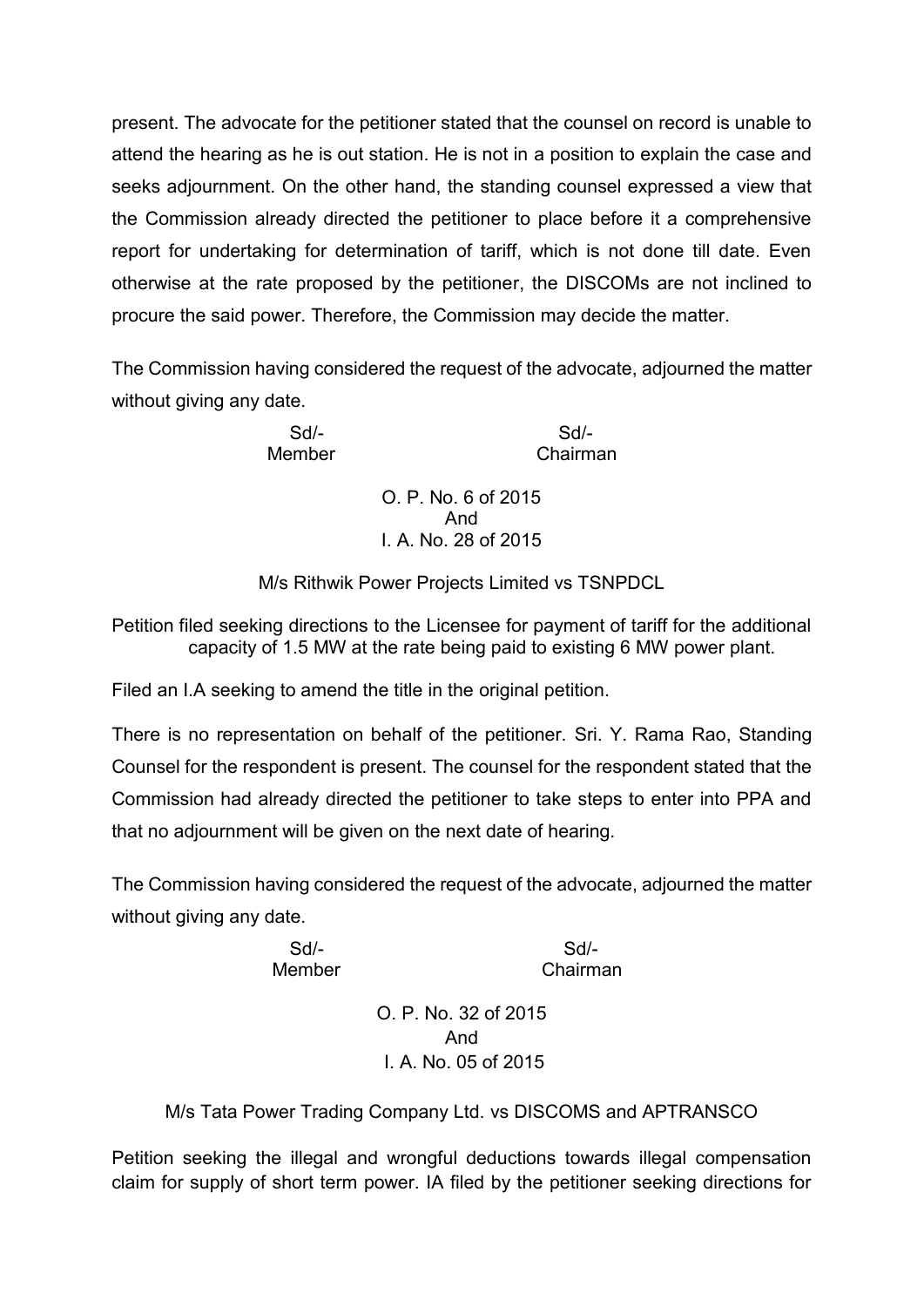present. The advocate for the petitioner stated that the counsel on record is unable to attend the hearing as he is out station. He is not in a position to explain the case and seeks adjournment. On the other hand, the standing counsel expressed a view that the Commission already directed the petitioner to place before it a comprehensive report for undertaking for determination of tariff, which is not done till date. Even otherwise at the rate proposed by the petitioner, the DISCOMs are not inclined to procure the said power. Therefore, the Commission may decide the matter.

The Commission having considered the request of the advocate, adjourned the matter without giving any date.

Sd/- Member　　　　Sd/- Chairman

O. P. No. 6 of 2015
And
I. A. No. 28 of 2015

M/s Rithwik Power Projects Limited vs TSNPDCL

Petition filed seeking directions to the Licensee for payment of tariff for the additional capacity of 1.5 MW at the rate being paid to existing 6 MW power plant.

Filed an I.A seeking to amend the title in the original petition.

There is no representation on behalf of the petitioner. Sri. Y. Rama Rao, Standing Counsel for the respondent is present. The counsel for the respondent stated that the Commission had already directed the petitioner to take steps to enter into PPA and that no adjournment will be given on the next date of hearing.

The Commission having considered the request of the advocate, adjourned the matter without giving any date.

Sd/- Member　　　　Sd/- Chairman

O. P. No. 32 of 2015
And
I. A. No. 05 of 2015

M/s Tata Power Trading Company Ltd. vs DISCOMS and APTRANSCO

Petition seeking the illegal and wrongful deductions towards illegal compensation claim for supply of short term power. IA filed by the petitioner seeking directions for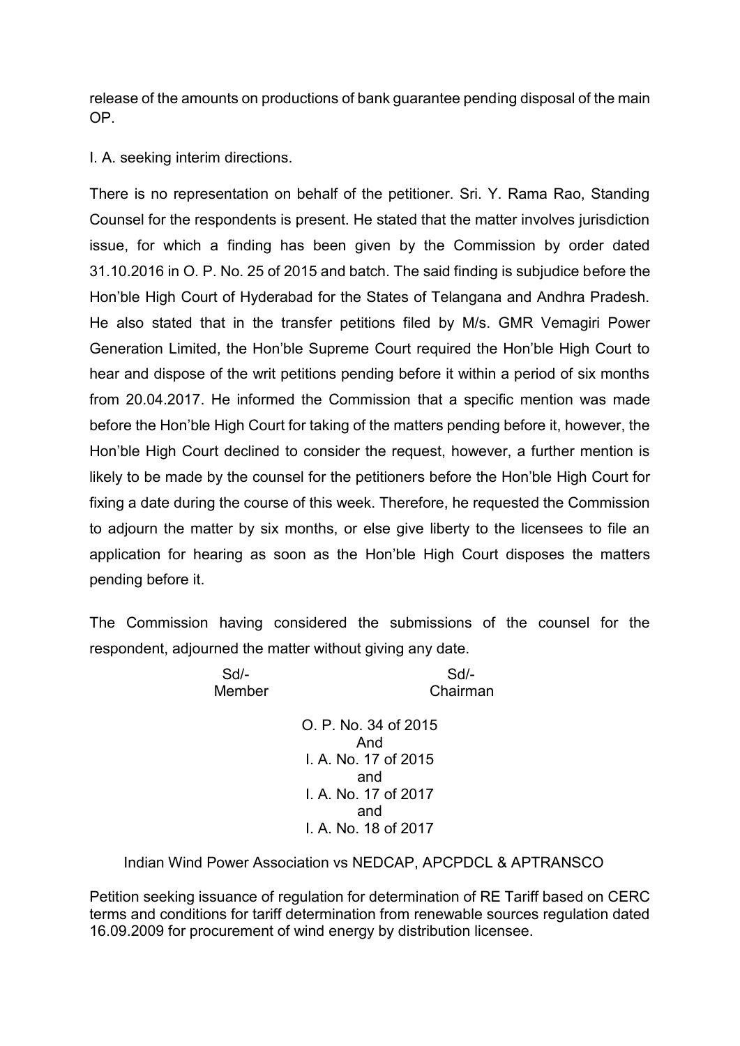release of the amounts on productions of bank guarantee pending disposal of the main OP.

I. A. seeking interim directions.

There is no representation on behalf of the petitioner. Sri. Y. Rama Rao, Standing Counsel for the respondents is present. He stated that the matter involves jurisdiction issue, for which a finding has been given by the Commission by order dated 31.10.2016 in O. P. No. 25 of 2015 and batch. The said finding is subjudice before the Hon'ble High Court of Hyderabad for the States of Telangana and Andhra Pradesh. He also stated that in the transfer petitions filed by M/s. GMR Vemagiri Power Generation Limited, the Hon'ble Supreme Court required the Hon'ble High Court to hear and dispose of the writ petitions pending before it within a period of six months from 20.04.2017. He informed the Commission that a specific mention was made before the Hon'ble High Court for taking of the matters pending before it, however, the Hon'ble High Court declined to consider the request, however, a further mention is likely to be made by the counsel for the petitioners before the Hon'ble High Court for fixing a date during the course of this week. Therefore, he requested the Commission to adjourn the matter by six months, or else give liberty to the licensees to file an application for hearing as soon as the Hon'ble High Court disposes the matters pending before it.

The Commission having considered the submissions of the counsel for the respondent, adjourned the matter without giving any date.

| Sd/- | Sd/- |
|---|---|
| Member | Chairman |

O. P. No. 34 of 2015
And
I. A. No. 17 of 2015
and
I. A. No. 17 of 2017
and
I. A. No. 18 of 2017

Indian Wind Power Association vs NEDCAP, APCPDCL & APTRANSCO

Petition seeking issuance of regulation for determination of RE Tariff based on CERC terms and conditions for tariff determination from renewable sources regulation dated 16.09.2009 for procurement of wind energy by distribution licensee.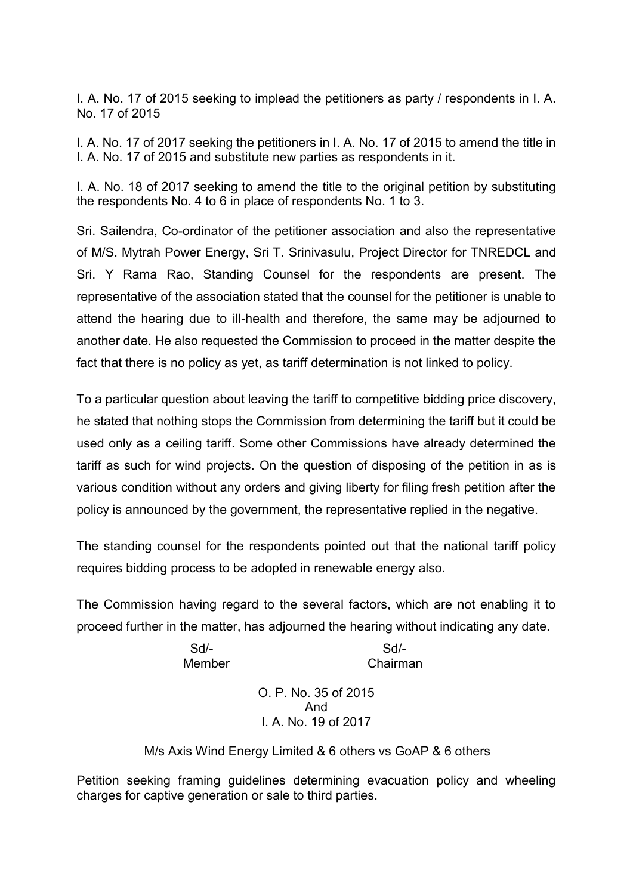I. A. No. 17 of 2015 seeking to implead the petitioners as party / respondents in I. A. No. 17 of 2015

I. A. No. 17 of 2017 seeking the petitioners in I. A. No. 17 of 2015 to amend the title in I. A. No. 17 of 2015 and substitute new parties as respondents in it.

I. A. No. 18 of 2017 seeking to amend the title to the original petition by substituting the respondents No. 4 to 6 in place of respondents No. 1 to 3.

Sri. Sailendra, Co-ordinator of the petitioner association and also the representative of M/S. Mytrah Power Energy, Sri T. Srinivasulu, Project Director for TNREDCL and Sri. Y Rama Rao, Standing Counsel for the respondents are present. The representative of the association stated that the counsel for the petitioner is unable to attend the hearing due to ill-health and therefore, the same may be adjourned to another date. He also requested the Commission to proceed in the matter despite the fact that there is no policy as yet, as tariff determination is not linked to policy.

To a particular question about leaving the tariff to competitive bidding price discovery, he stated that nothing stops the Commission from determining the tariff but it could be used only as a ceiling tariff. Some other Commissions have already determined the tariff as such for wind projects. On the question of disposing of the petition in as is various condition without any orders and giving liberty for filing fresh petition after the policy is announced by the government, the representative replied in the negative.

The standing counsel for the respondents pointed out that the national tariff policy requires bidding process to be adopted in renewable energy also.

The Commission having regard to the several factors, which are not enabling it to proceed further in the matter, has adjourned the hearing without indicating any date.

| Sd/- | Sd/- |
|---|---|
| Member | Chairman |

O. P. No. 35 of 2015
And
I. A. No. 19 of 2017

M/s Axis Wind Energy Limited & 6 others vs GoAP & 6 others

Petition seeking framing guidelines determining evacuation policy and wheeling charges for captive generation or sale to third parties.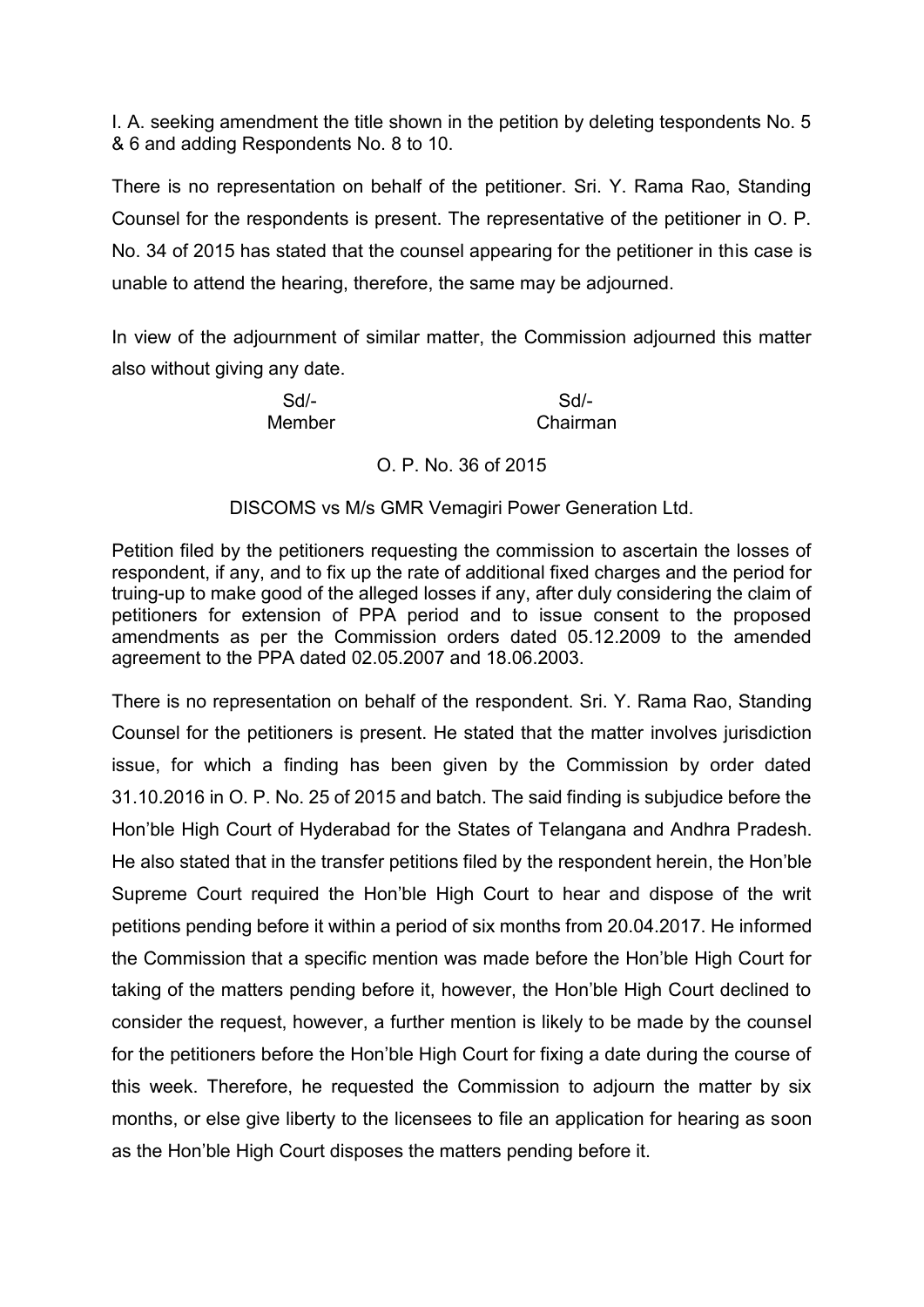I. A. seeking amendment the title shown in the petition by deleting tespondents No. 5 & 6 and adding Respondents No. 8 to 10.

There is no representation on behalf of the petitioner. Sri. Y. Rama Rao, Standing Counsel for the respondents is present. The representative of the petitioner in O. P. No. 34 of 2015 has stated that the counsel appearing for the petitioner in this case is unable to attend the hearing, therefore, the same may be adjourned.

In view of the adjournment of similar matter, the Commission adjourned this matter also without giving any date.

| Sd/- | Sd/- |
|---|---|
| Member | Chairman |

O. P. No. 36 of 2015

DISCOMS vs M/s GMR Vemagiri Power Generation Ltd.

Petition filed by the petitioners requesting the commission to ascertain the losses of respondent, if any, and to fix up the rate of additional fixed charges and the period for truing-up to make good of the alleged losses if any, after duly considering the claim of petitioners for extension of PPA period and to issue consent to the proposed amendments as per the Commission orders dated 05.12.2009 to the amended agreement to the PPA dated 02.05.2007 and 18.06.2003.

There is no representation on behalf of the respondent. Sri. Y. Rama Rao, Standing Counsel for the petitioners is present. He stated that the matter involves jurisdiction issue, for which a finding has been given by the Commission by order dated 31.10.2016 in O. P. No. 25 of 2015 and batch. The said finding is subjudice before the Hon'ble High Court of Hyderabad for the States of Telangana and Andhra Pradesh. He also stated that in the transfer petitions filed by the respondent herein, the Hon'ble Supreme Court required the Hon'ble High Court to hear and dispose of the writ petitions pending before it within a period of six months from 20.04.2017. He informed the Commission that a specific mention was made before the Hon'ble High Court for taking of the matters pending before it, however, the Hon'ble High Court declined to consider the request, however, a further mention is likely to be made by the counsel for the petitioners before the Hon'ble High Court for fixing a date during the course of this week. Therefore, he requested the Commission to adjourn the matter by six months, or else give liberty to the licensees to file an application for hearing as soon as the Hon'ble High Court disposes the matters pending before it.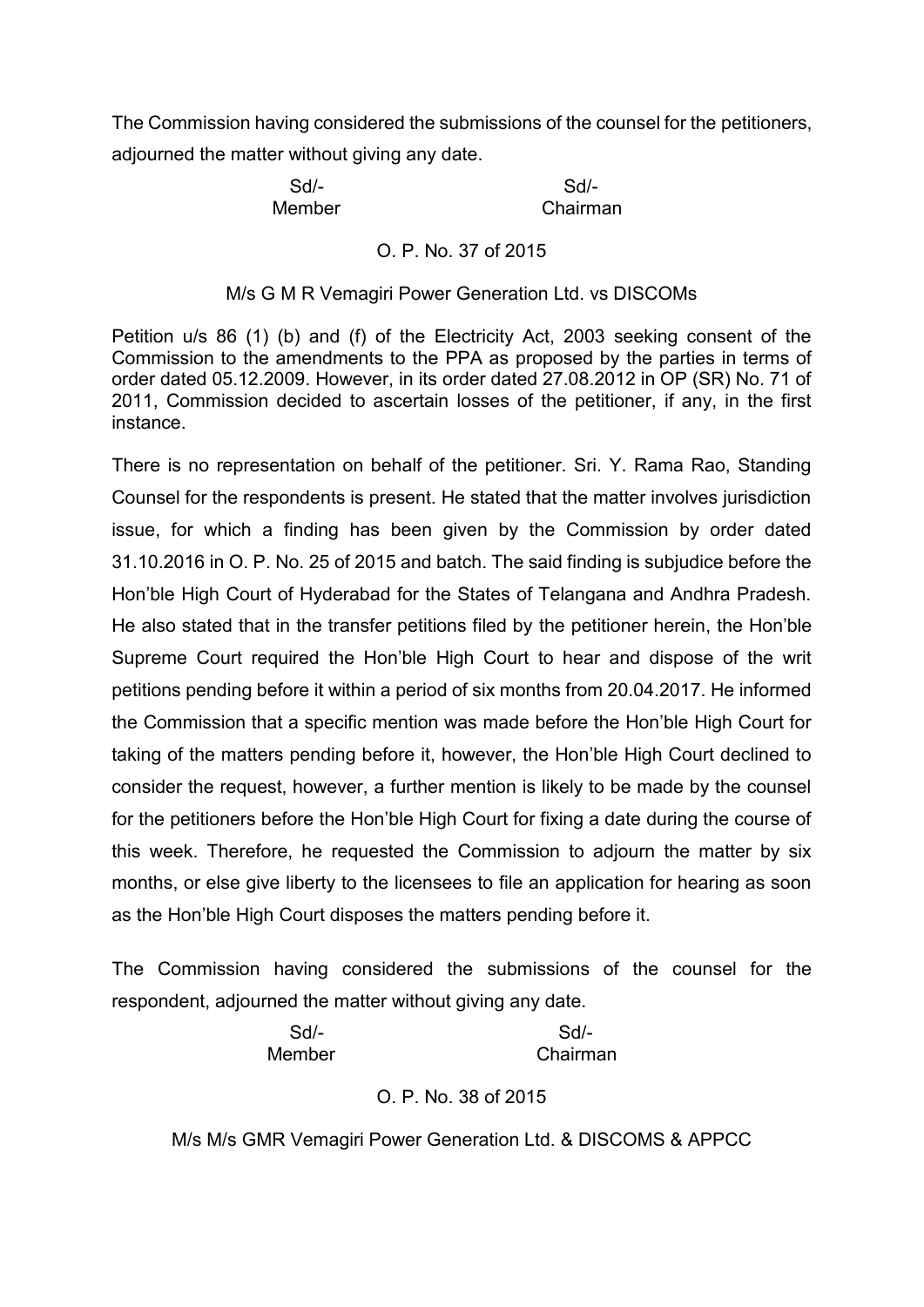The Commission having considered the submissions of the counsel for the petitioners, adjourned the matter without giving any date.

| Sd/- | Sd/- |
|---|---|
| Member | Chairman |

O. P. No. 37 of 2015

M/s G M R Vemagiri Power Generation Ltd. vs DISCOMs

Petition u/s 86 (1) (b) and (f) of the Electricity Act, 2003 seeking consent of the Commission to the amendments to the PPA as proposed by the parties in terms of order dated 05.12.2009. However, in its order dated 27.08.2012 in OP (SR) No. 71 of 2011, Commission decided to ascertain losses of the petitioner, if any, in the first instance.

There is no representation on behalf of the petitioner. Sri. Y. Rama Rao, Standing Counsel for the respondents is present. He stated that the matter involves jurisdiction issue, for which a finding has been given by the Commission by order dated 31.10.2016 in O. P. No. 25 of 2015 and batch. The said finding is subjudice before the Hon'ble High Court of Hyderabad for the States of Telangana and Andhra Pradesh. He also stated that in the transfer petitions filed by the petitioner herein, the Hon'ble Supreme Court required the Hon'ble High Court to hear and dispose of the writ petitions pending before it within a period of six months from 20.04.2017. He informed the Commission that a specific mention was made before the Hon'ble High Court for taking of the matters pending before it, however, the Hon'ble High Court declined to consider the request, however, a further mention is likely to be made by the counsel for the petitioners before the Hon'ble High Court for fixing a date during the course of this week. Therefore, he requested the Commission to adjourn the matter by six months, or else give liberty to the licensees to file an application for hearing as soon as the Hon'ble High Court disposes the matters pending before it.

The Commission having considered the submissions of the counsel for the respondent, adjourned the matter without giving any date.

| Sd/- | Sd/- |
|---|---|
| Member | Chairman |

O. P. No. 38 of 2015

M/s M/s GMR Vemagiri Power Generation Ltd. & DISCOMS & APPCC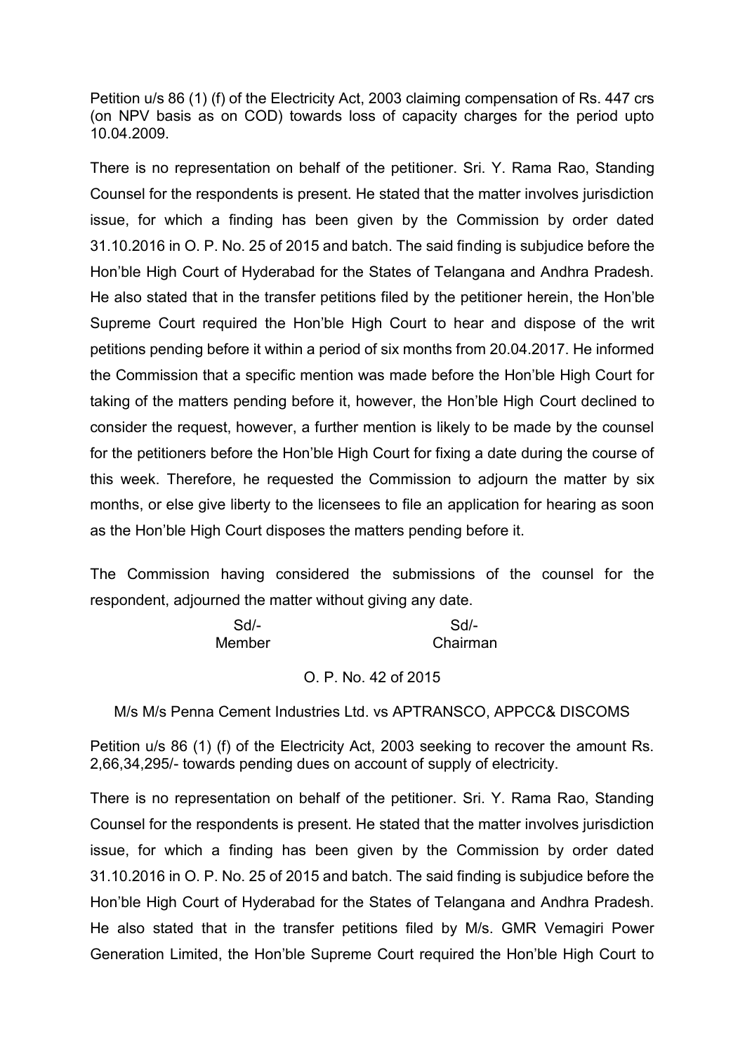Petition u/s 86 (1) (f) of the Electricity Act, 2003 claiming compensation of Rs. 447 crs (on NPV basis as on COD) towards loss of capacity charges for the period upto 10.04.2009.

There is no representation on behalf of the petitioner. Sri. Y. Rama Rao, Standing Counsel for the respondents is present. He stated that the matter involves jurisdiction issue, for which a finding has been given by the Commission by order dated 31.10.2016 in O. P. No. 25 of 2015 and batch. The said finding is subjudice before the Hon'ble High Court of Hyderabad for the States of Telangana and Andhra Pradesh. He also stated that in the transfer petitions filed by the petitioner herein, the Hon'ble Supreme Court required the Hon'ble High Court to hear and dispose of the writ petitions pending before it within a period of six months from 20.04.2017. He informed the Commission that a specific mention was made before the Hon'ble High Court for taking of the matters pending before it, however, the Hon'ble High Court declined to consider the request, however, a further mention is likely to be made by the counsel for the petitioners before the Hon'ble High Court for fixing a date during the course of this week. Therefore, he requested the Commission to adjourn the matter by six months, or else give liberty to the licensees to file an application for hearing as soon as the Hon'ble High Court disposes the matters pending before it.

The Commission having considered the submissions of the counsel for the respondent, adjourned the matter without giving any date.

| Sd/- | Sd/- |
|---|---|
| Member | Chairman |

O. P. No. 42 of 2015

M/s M/s Penna Cement Industries Ltd. vs APTRANSCO, APPCC& DISCOMS

Petition u/s 86 (1) (f) of the Electricity Act, 2003 seeking to recover the amount Rs. 2,66,34,295/- towards pending dues on account of supply of electricity.

There is no representation on behalf of the petitioner. Sri. Y. Rama Rao, Standing Counsel for the respondents is present. He stated that the matter involves jurisdiction issue, for which a finding has been given by the Commission by order dated 31.10.2016 in O. P. No. 25 of 2015 and batch. The said finding is subjudice before the Hon'ble High Court of Hyderabad for the States of Telangana and Andhra Pradesh. He also stated that in the transfer petitions filed by M/s. GMR Vemagiri Power Generation Limited, the Hon'ble Supreme Court required the Hon'ble High Court to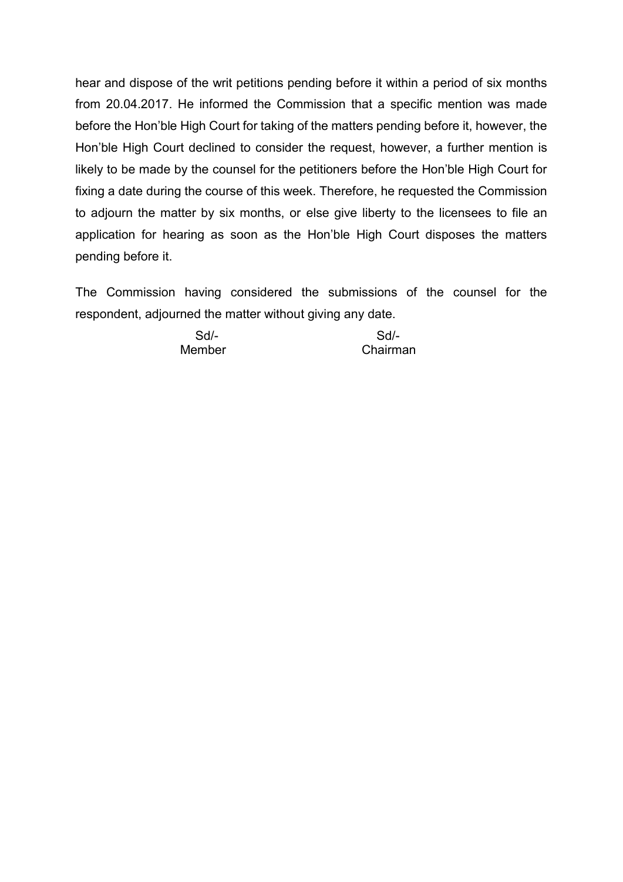hear and dispose of the writ petitions pending before it within a period of six months from 20.04.2017. He informed the Commission that a specific mention was made before the Hon'ble High Court for taking of the matters pending before it, however, the Hon'ble High Court declined to consider the request, however, a further mention is likely to be made by the counsel for the petitioners before the Hon'ble High Court for fixing a date during the course of this week. Therefore, he requested the Commission to adjourn the matter by six months, or else give liberty to the licensees to file an application for hearing as soon as the Hon'ble High Court disposes the matters pending before it.

The Commission having considered the submissions of the counsel for the respondent, adjourned the matter without giving any date.

| | |
|---|---|
| Sd/- | Sd/- |
| Member | Chairman |